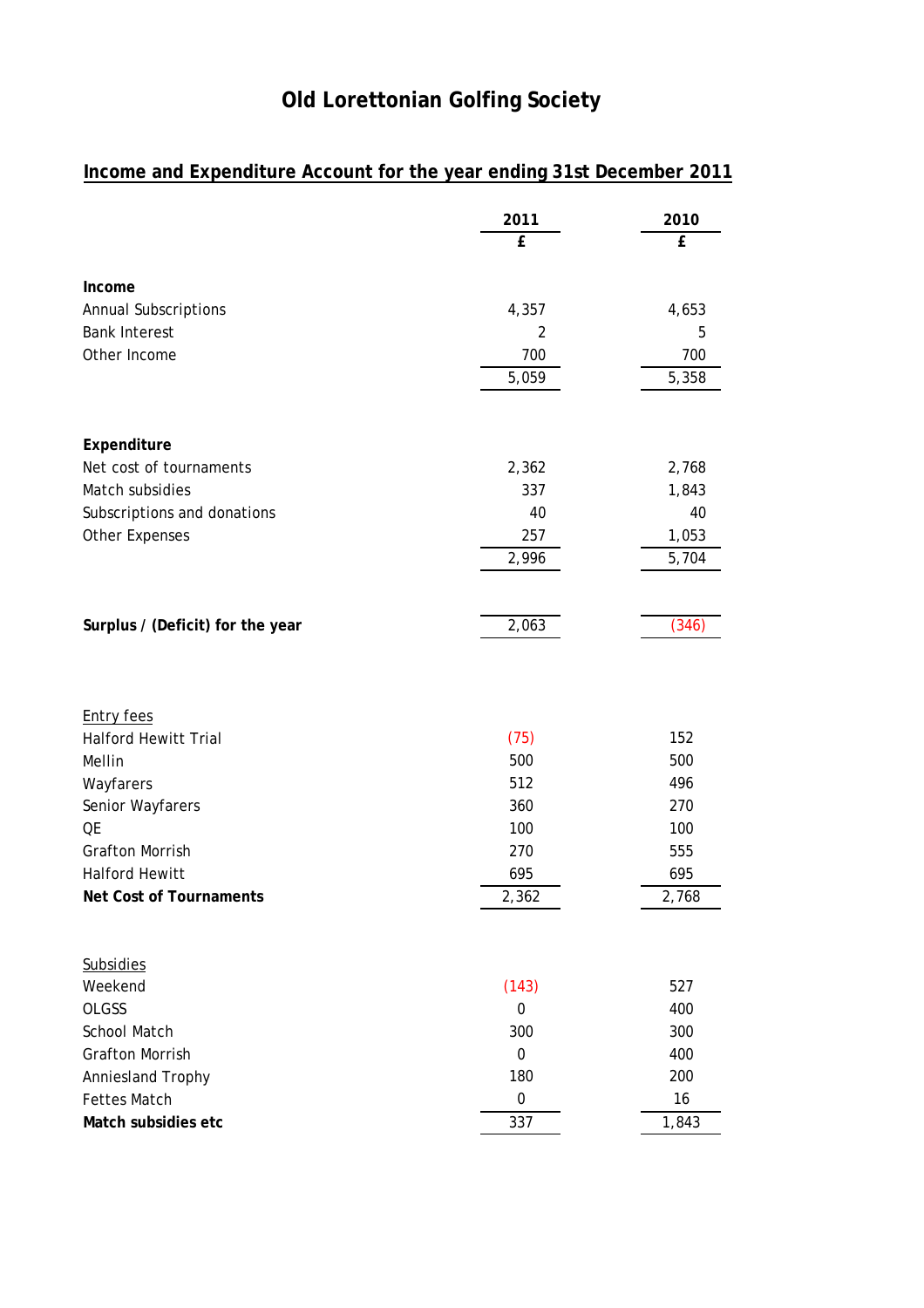# Old Lorettonian Golfing Society

## Income and Expenditure Account for the year ending 31st December 2011

| | 2011 | 2010 |
|---|---|---|
| | £ | £ |
| **Income** | | |
| Annual Subscriptions | 4,357 | 4,653 |
| Bank Interest | 2 | 5 |
| Other Income | 700 | 700 |
| | 5,059 | 5,358 |
| **Expenditure** | | |
| Net cost of tournaments | 2,362 | 2,768 |
| Match subsidies | 337 | 1,843 |
| Subscriptions and donations | 40 | 40 |
| Other Expenses | 257 | 1,053 |
| | 2,996 | 5,704 |
| **Surplus / (Deficit) for the year** | 2,063 | (346) |

| | 2011 | 2010 |
|---|---|---|
| Entry fees | | |
| Halford Hewitt Trial | (75) | 152 |
| Mellin | 500 | 500 |
| Wayfarers | 512 | 496 |
| Senior Wayfarers | 360 | 270 |
| QE | 100 | 100 |
| Grafton Morrish | 270 | 555 |
| Halford Hewitt | 695 | 695 |
| **Net Cost of Tournaments** | 2,362 | 2,768 |

| | 2011 | 2010 |
|---|---|---|
| Subsidies | | |
| Weekend | (143) | 527 |
| OLGSS | 0 | 400 |
| School Match | 300 | 300 |
| Grafton Morrish | 0 | 400 |
| Annies land Trophy | 180 | 200 |
| Fettes Match | 0 | 16 |
| **Match subsidies etc** | 337 | 1,843 |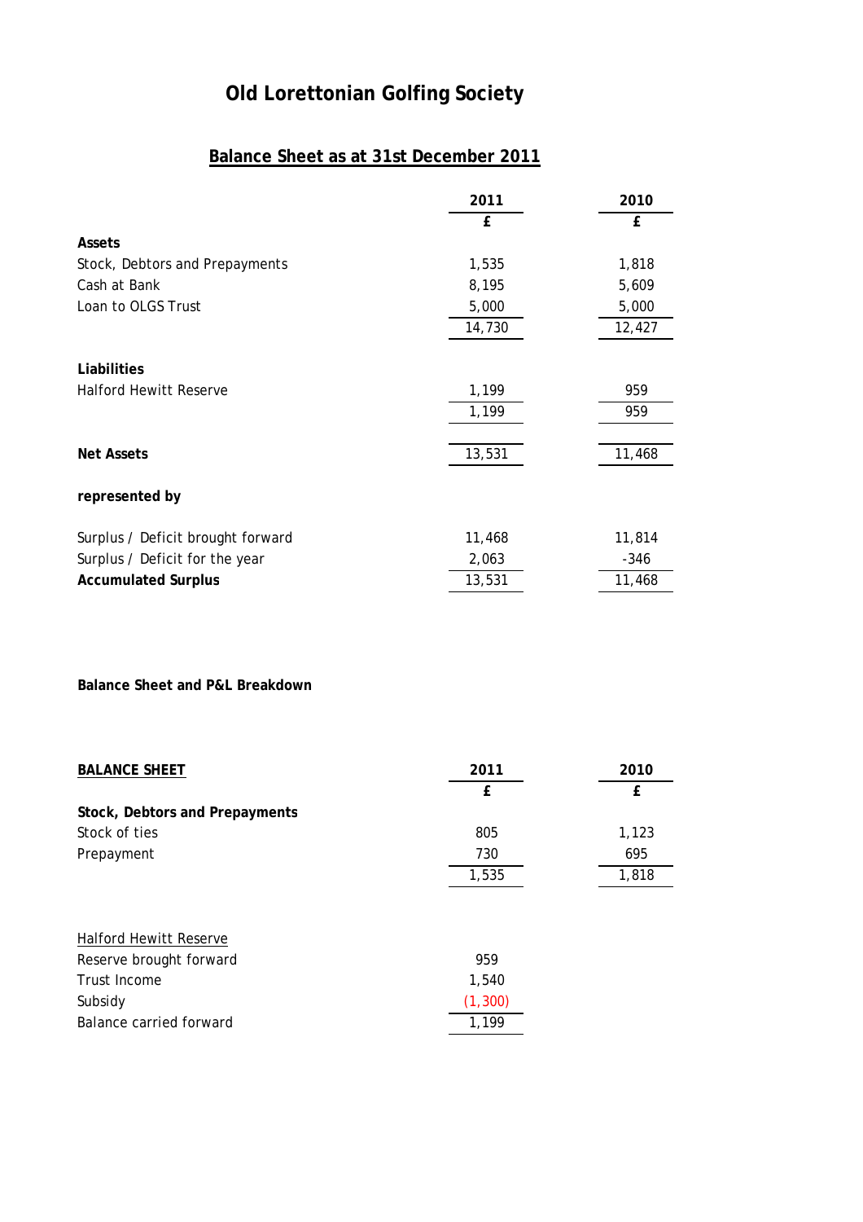# Old Lorettonian Golfing Society

## Balance Sheet as at 31st December 2011

| | 2011 | 2010 |
|---|---|---|
| | £ | £ |
| **Assets** | | |
| Stock, Debtors and Prepayments | 1,535 | 1,818 |
| Cash at Bank | 8,195 | 5,609 |
| Loan to OLGS Trust | 5,000 | 5,000 |
| | 14,730 | 12,427 |
| **Liabilities** | | |
| Halford Hewitt Reserve | 1,199 | 959 |
| | 1,199 | 959 |
| **Net Assets** | 13,531 | 11,468 |
| **represented by** | | |
| Surplus / Deficit brought forward | 11,468 | 11,814 |
| Surplus / Deficit for the year | 2,063 | -346 |
| **Accumulated Surplus** | 13,531 | 11,468 |

**Balance Sheet and P&L Breakdown**

| **BALANCE SHEET** | 2011 | 2010 |
|---|---|---|
| | £ | £ |
| **Stock, Debtors and Prepayments** | | |
| Stock of ties | 805 | 1,123 |
| Prepayment | 730 | 695 |
| | 1,535 | 1,818 |

| Halford Hewitt Reserve | |
|---|---|
| Reserve brought forward | 959 |
| Trust Income | 1,540 |
| Subsidy | (1,300) |
| Balance carried forward | 1,199 |